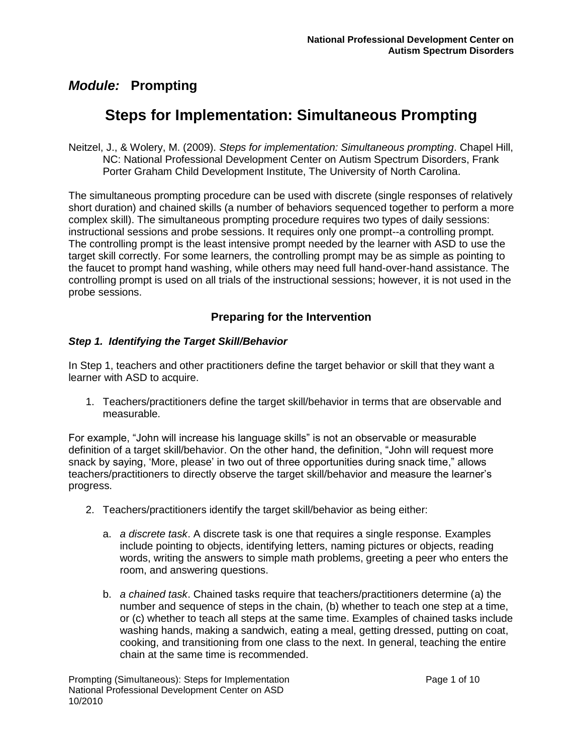## *Module:* Prompting

# Steps for Implementation: Simultaneous Prompting

Neitzel, J., & Wolery, M. (2009). *Steps for implementation: Simultaneous prompting*. Chapel Hill, NC: National Professional Development Center on Autism Spectrum Disorders, Frank Porter Graham Child Development Institute, The University of North Carolina.

The simultaneous prompting procedure can be used with discrete (single responses of relatively short duration) and chained skills (a number of behaviors sequenced together to perform a more complex skill). The simultaneous prompting procedure requires two types of daily sessions: instructional sessions and probe sessions. It requires only one prompt--a controlling prompt. The controlling prompt is the least intensive prompt needed by the learner with ASD to use the target skill correctly. For some learners, the controlling prompt may be as simple as pointing to the faucet to prompt hand washing, while others may need full hand-over-hand assistance. The controlling prompt is used on all trials of the instructional sessions; however, it is not used in the probe sessions.

## Preparing for the Intervention

### *Step 1. Identifying the Target Skill/Behavior*

In Step 1, teachers and other practitioners define the target behavior or skill that they want a learner with ASD to acquire.

1. Teachers/practitioners define the target skill/behavior in terms that are observable and measurable.

For example, "John will increase his language skills" is not an observable or measurable definition of a target skill/behavior. On the other hand, the definition, "John will request more snack by saying, 'More, please' in two out of three opportunities during snack time," allows teachers/practitioners to directly observe the target skill/behavior and measure the learner's progress.

2. Teachers/practitioners identify the target skill/behavior as being either:

    a. *a discrete task*. A discrete task is one that requires a single response. Examples include pointing to objects, identifying letters, naming pictures or objects, reading words, writing the answers to simple math problems, greeting a peer who enters the room, and answering questions.

    b. *a chained task*. Chained tasks require that teachers/practitioners determine (a) the number and sequence of steps in the chain, (b) whether to teach one step at a time, or (c) whether to teach all steps at the same time. Examples of chained tasks include washing hands, making a sandwich, eating a meal, getting dressed, putting on coat, cooking, and transitioning from one class to the next. In general, teaching the entire chain at the same time is recommended.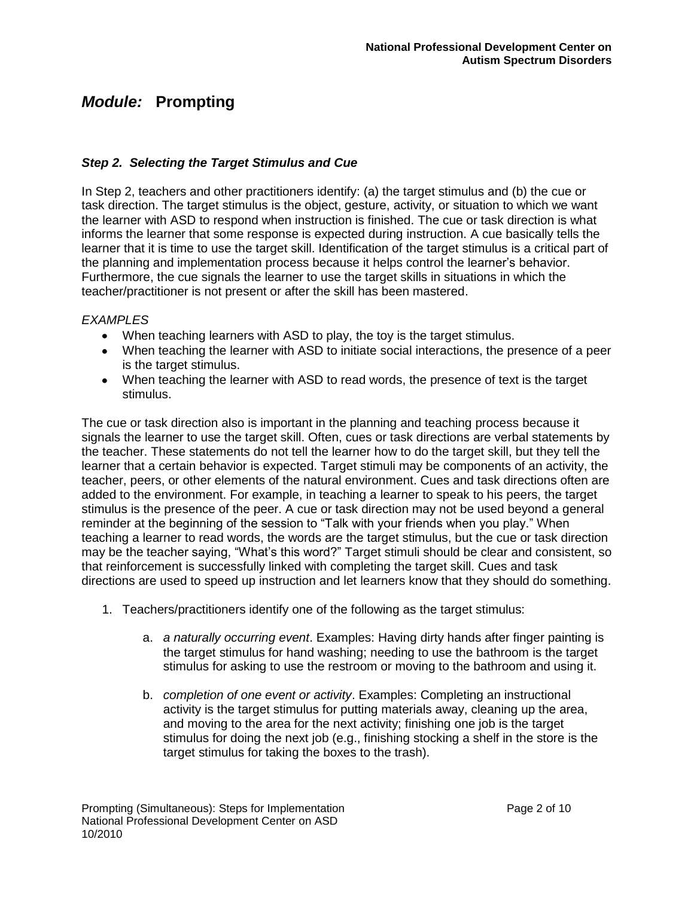# *Module:* Prompting

### *Step 2. Selecting the Target Stimulus and Cue*

In Step 2, teachers and other practitioners identify: (a) the target stimulus and (b) the cue or task direction. The target stimulus is the object, gesture, activity, or situation to which we want the learner with ASD to respond when instruction is finished. The cue or task direction is what informs the learner that some response is expected during instruction. A cue basically tells the learner that it is time to use the target skill. Identification of the target stimulus is a critical part of the planning and implementation process because it helps control the learner's behavior. Furthermore, the cue signals the learner to use the target skills in situations in which the teacher/practitioner is not present or after the skill has been mastered.

*EXAMPLES*

- When teaching learners with ASD to play, the toy is the target stimulus.
- When teaching the learner with ASD to initiate social interactions, the presence of a peer is the target stimulus.
- When teaching the learner with ASD to read words, the presence of text is the target stimulus.

The cue or task direction also is important in the planning and teaching process because it signals the learner to use the target skill. Often, cues or task directions are verbal statements by the teacher. These statements do not tell the learner how to do the target skill, but they tell the learner that a certain behavior is expected. Target stimuli may be components of an activity, the teacher, peers, or other elements of the natural environment. Cues and task directions often are added to the environment. For example, in teaching a learner to speak to his peers, the target stimulus is the presence of the peer. A cue or task direction may not be used beyond a general reminder at the beginning of the session to "Talk with your friends when you play." When teaching a learner to read words, the words are the target stimulus, but the cue or task direction may be the teacher saying, "What's this word?" Target stimuli should be clear and consistent, so that reinforcement is successfully linked with completing the target skill. Cues and task directions are used to speed up instruction and let learners know that they should do something.

1. Teachers/practitioners identify one of the following as the target stimulus:

    a. *a naturally occurring event*. Examples: Having dirty hands after finger painting is the target stimulus for hand washing; needing to use the bathroom is the target stimulus for asking to use the restroom or moving to the bathroom and using it.

    b. *completion of one event or activity*. Examples: Completing an instructional activity is the target stimulus for putting materials away, cleaning up the area, and moving to the area for the next activity; finishing one job is the target stimulus for doing the next job (e.g., finishing stocking a shelf in the store is the target stimulus for taking the boxes to the trash).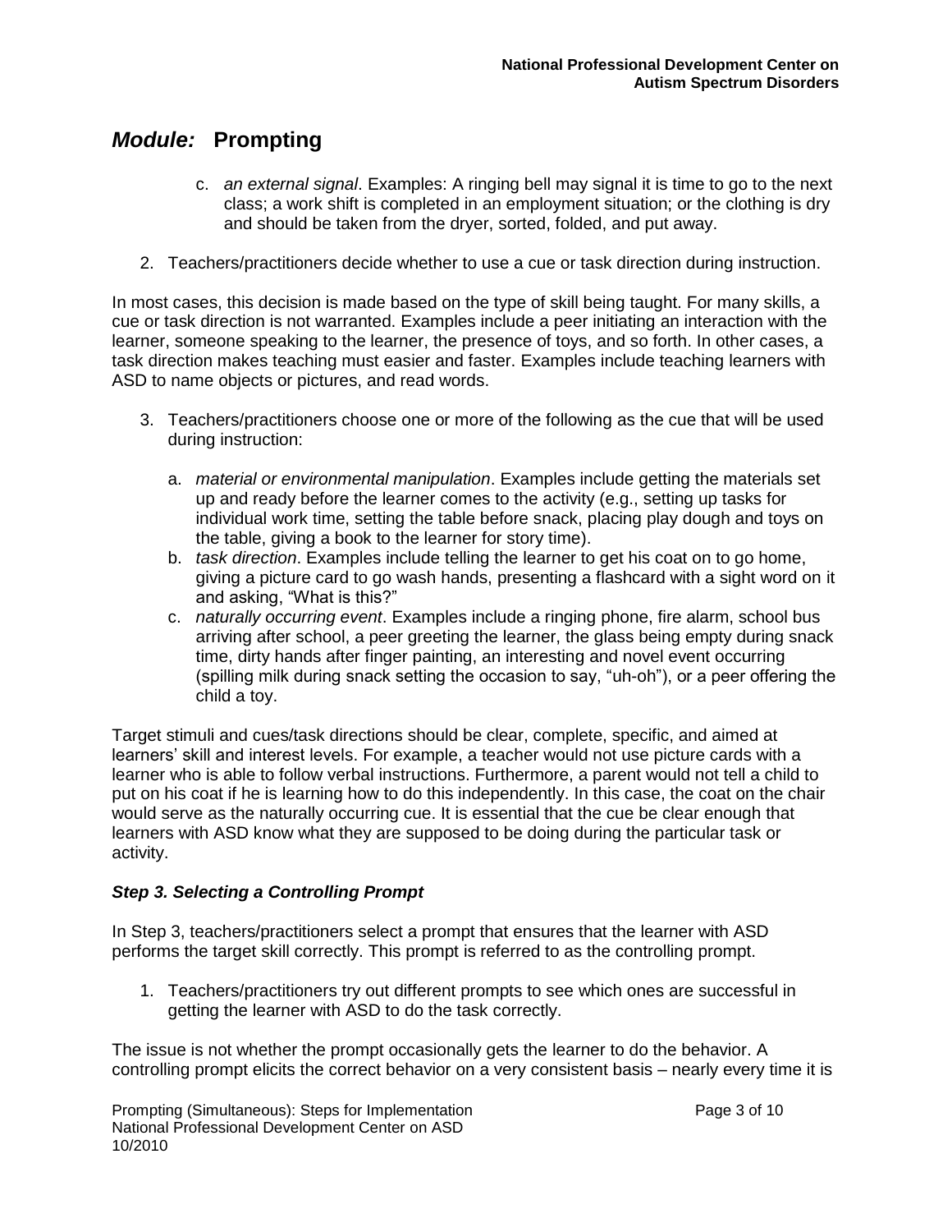## *Module:* Prompting

   c. *an external signal*. Examples: A ringing bell may signal it is time to go to the next class; a work shift is completed in an employment situation; or the clothing is dry and should be taken from the dryer, sorted, folded, and put away.

2. Teachers/practitioners decide whether to use a cue or task direction during instruction.

In most cases, this decision is made based on the type of skill being taught. For many skills, a cue or task direction is not warranted. Examples include a peer initiating an interaction with the learner, someone speaking to the learner, the presence of toys, and so forth. In other cases, a task direction makes teaching must easier and faster. Examples include teaching learners with ASD to name objects or pictures, and read words.

3. Teachers/practitioners choose one or more of the following as the cue that will be used during instruction:

   a. *material or environmental manipulation*. Examples include getting the materials set up and ready before the learner comes to the activity (e.g., setting up tasks for individual work time, setting the table before snack, placing play dough and toys on the table, giving a book to the learner for story time).
   b. *task direction*. Examples include telling the learner to get his coat on to go home, giving a picture card to go wash hands, presenting a flashcard with a sight word on it and asking, "What is this?"
   c. *naturally occurring event*. Examples include a ringing phone, fire alarm, school bus arriving after school, a peer greeting the learner, the glass being empty during snack time, dirty hands after finger painting, an interesting and novel event occurring (spilling milk during snack setting the occasion to say, "uh-oh"), or a peer offering the child a toy.

Target stimuli and cues/task directions should be clear, complete, specific, and aimed at learners' skill and interest levels. For example, a teacher would not use picture cards with a learner who is able to follow verbal instructions. Furthermore, a parent would not tell a child to put on his coat if he is learning how to do this independently. In this case, the coat on the chair would serve as the naturally occurring cue. It is essential that the cue be clear enough that learners with ASD know what they are supposed to be doing during the particular task or activity.

### *Step 3. Selecting a Controlling Prompt*

In Step 3, teachers/practitioners select a prompt that ensures that the learner with ASD performs the target skill correctly. This prompt is referred to as the controlling prompt.

1. Teachers/practitioners try out different prompts to see which ones are successful in getting the learner with ASD to do the task correctly.

The issue is not whether the prompt occasionally gets the learner to do the behavior. A controlling prompt elicits the correct behavior on a very consistent basis – nearly every time it is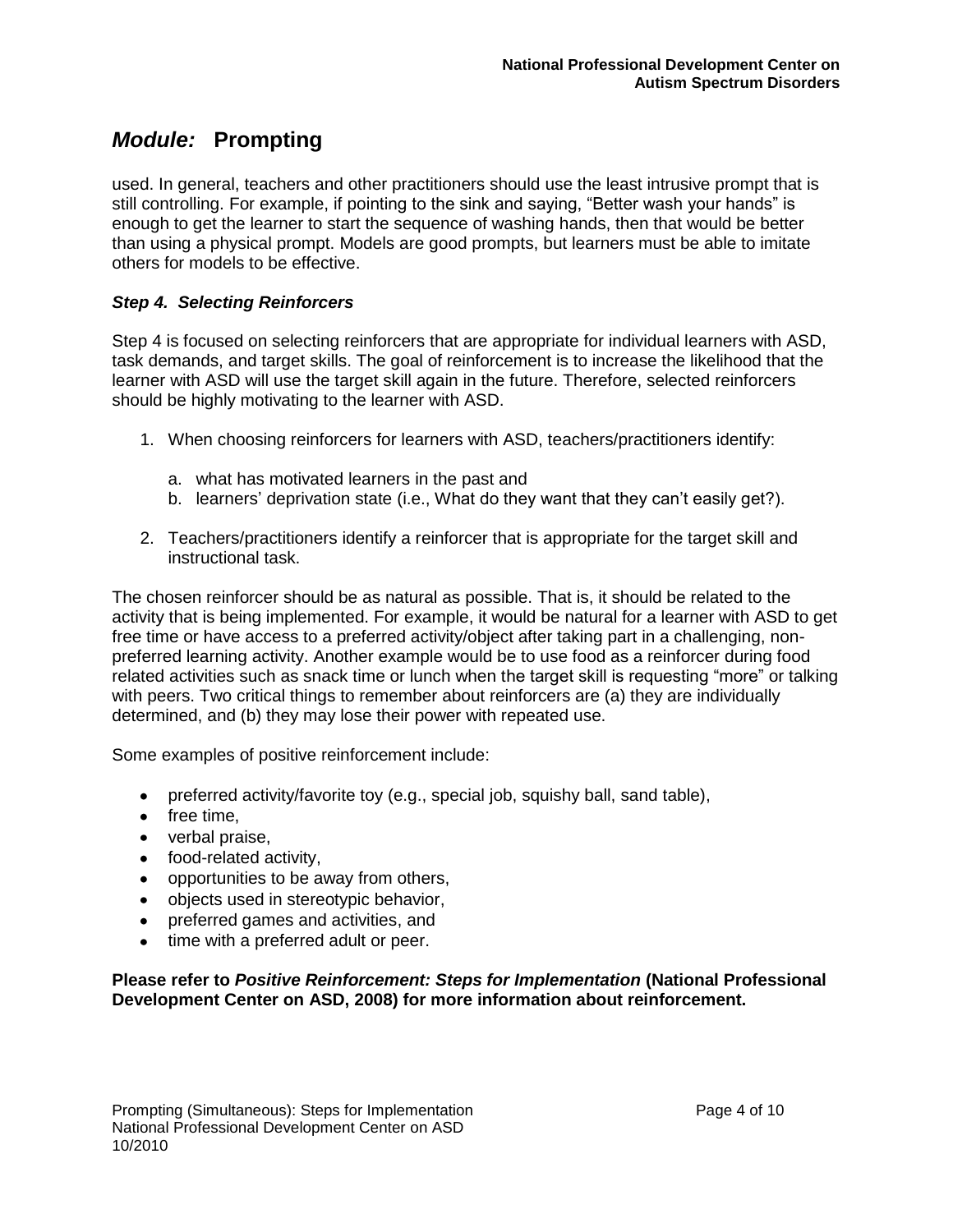used. In general, teachers and other practitioners should use the least intrusive prompt that is still controlling. For example, if pointing to the sink and saying, "Better wash your hands" is enough to get the learner to start the sequence of washing hands, then that would be better than using a physical prompt. Models are good prompts, but learners must be able to imitate others for models to be effective.

### *Step 4. Selecting Reinforcers*

Step 4 is focused on selecting reinforcers that are appropriate for individual learners with ASD, task demands, and target skills. The goal of reinforcement is to increase the likelihood that the learner with ASD will use the target skill again in the future. Therefore, selected reinforcers should be highly motivating to the learner with ASD.

1. When choosing reinforcers for learners with ASD, teachers/practitioners identify:

   a. what has motivated learners in the past and
   b. learners' deprivation state (i.e., What do they want that they can't easily get?).

2. Teachers/practitioners identify a reinforcer that is appropriate for the target skill and instructional task.

The chosen reinforcer should be as natural as possible. That is, it should be related to the activity that is being implemented. For example, it would be natural for a learner with ASD to get free time or have access to a preferred activity/object after taking part in a challenging, non-preferred learning activity. Another example would be to use food as a reinforcer during food related activities such as snack time or lunch when the target skill is requesting "more" or talking with peers. Two critical things to remember about reinforcers are (a) they are individually determined, and (b) they may lose their power with repeated use.

Some examples of positive reinforcement include:

- preferred activity/favorite toy (e.g., special job, squishy ball, sand table),
- free time,
- verbal praise,
- food-related activity,
- opportunities to be away from others,
- objects used in stereotypic behavior,
- preferred games and activities, and
- time with a preferred adult or peer.

**Please refer to *Positive Reinforcement: Steps for Implementation* (National Professional Development Center on ASD, 2008) for more information about reinforcement.**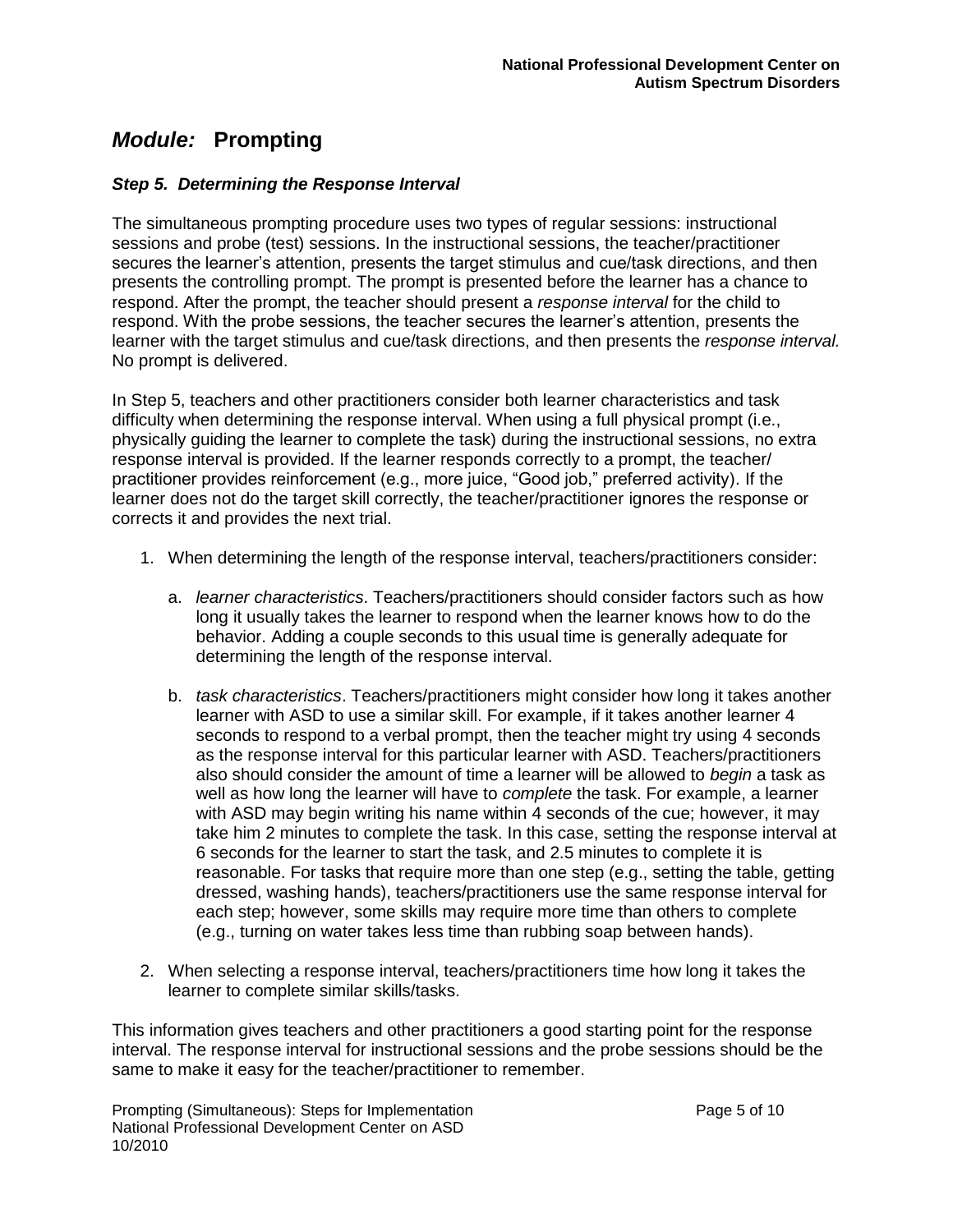## *Module:* Prompting

### *Step 5. Determining the Response Interval*

The simultaneous prompting procedure uses two types of regular sessions: instructional sessions and probe (test) sessions. In the instructional sessions, the teacher/practitioner secures the learner's attention, presents the target stimulus and cue/task directions, and then presents the controlling prompt. The prompt is presented before the learner has a chance to respond. After the prompt, the teacher should present a *response interval* for the child to respond. With the probe sessions, the teacher secures the learner's attention, presents the learner with the target stimulus and cue/task directions, and then presents the *response interval.* No prompt is delivered.

In Step 5, teachers and other practitioners consider both learner characteristics and task difficulty when determining the response interval. When using a full physical prompt (i.e., physically guiding the learner to complete the task) during the instructional sessions, no extra response interval is provided. If the learner responds correctly to a prompt, the teacher/practitioner provides reinforcement (e.g., more juice, "Good job," preferred activity). If the learner does not do the target skill correctly, the teacher/practitioner ignores the response or corrects it and provides the next trial.

1. When determining the length of the response interval, teachers/practitioners consider:

   a. *learner characteristics*. Teachers/practitioners should consider factors such as how long it usually takes the learner to respond when the learner knows how to do the behavior. Adding a couple seconds to this usual time is generally adequate for determining the length of the response interval.

   b. *task characteristics*. Teachers/practitioners might consider how long it takes another learner with ASD to use a similar skill. For example, if it takes another learner 4 seconds to respond to a verbal prompt, then the teacher might try using 4 seconds as the response interval for this particular learner with ASD. Teachers/practitioners also should consider the amount of time a learner will be allowed to *begin* a task as well as how long the learner will have to *complete* the task. For example, a learner with ASD may begin writing his name within 4 seconds of the cue; however, it may take him 2 minutes to complete the task. In this case, setting the response interval at 6 seconds for the learner to start the task, and 2.5 minutes to complete it is reasonable. For tasks that require more than one step (e.g., setting the table, getting dressed, washing hands), teachers/practitioners use the same response interval for each step; however, some skills may require more time than others to complete (e.g., turning on water takes less time than rubbing soap between hands).

2. When selecting a response interval, teachers/practitioners time how long it takes the learner to complete similar skills/tasks.

This information gives teachers and other practitioners a good starting point for the response interval. The response interval for instructional sessions and the probe sessions should be the same to make it easy for the teacher/practitioner to remember.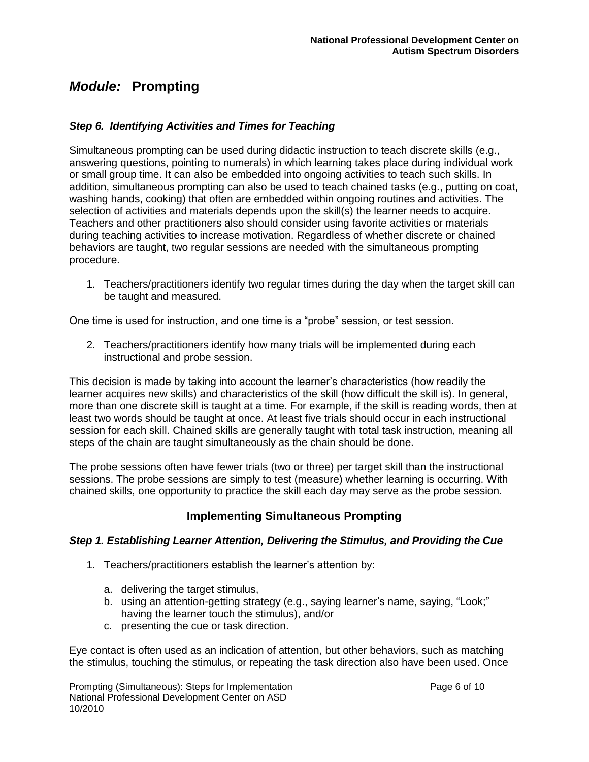# *Module:* Prompting

### *Step 6. Identifying Activities and Times for Teaching*

Simultaneous prompting can be used during didactic instruction to teach discrete skills (e.g., answering questions, pointing to numerals) in which learning takes place during individual work or small group time. It can also be embedded into ongoing activities to teach such skills. In addition, simultaneous prompting can also be used to teach chained tasks (e.g., putting on coat, washing hands, cooking) that often are embedded within ongoing routines and activities. The selection of activities and materials depends upon the skill(s) the learner needs to acquire. Teachers and other practitioners also should consider using favorite activities or materials during teaching activities to increase motivation. Regardless of whether discrete or chained behaviors are taught, two regular sessions are needed with the simultaneous prompting procedure.

1. Teachers/practitioners identify two regular times during the day when the target skill can be taught and measured.

One time is used for instruction, and one time is a "probe" session, or test session.

2. Teachers/practitioners identify how many trials will be implemented during each instructional and probe session.

This decision is made by taking into account the learner's characteristics (how readily the learner acquires new skills) and characteristics of the skill (how difficult the skill is). In general, more than one discrete skill is taught at a time. For example, if the skill is reading words, then at least two words should be taught at once. At least five trials should occur in each instructional session for each skill. Chained skills are generally taught with total task instruction, meaning all steps of the chain are taught simultaneously as the chain should be done.

The probe sessions often have fewer trials (two or three) per target skill than the instructional sessions. The probe sessions are simply to test (measure) whether learning is occurring. With chained skills, one opportunity to practice the skill each day may serve as the probe session.

## Implementing Simultaneous Prompting

### *Step 1. Establishing Learner Attention, Delivering the Stimulus, and Providing the Cue*

1. Teachers/practitioners establish the learner's attention by:
   a. delivering the target stimulus,
   b. using an attention-getting strategy (e.g., saying learner's name, saying, "Look;" having the learner touch the stimulus), and/or
   c. presenting the cue or task direction.

Eye contact is often used as an indication of attention, but other behaviors, such as matching the stimulus, touching the stimulus, or repeating the task direction also have been used. Once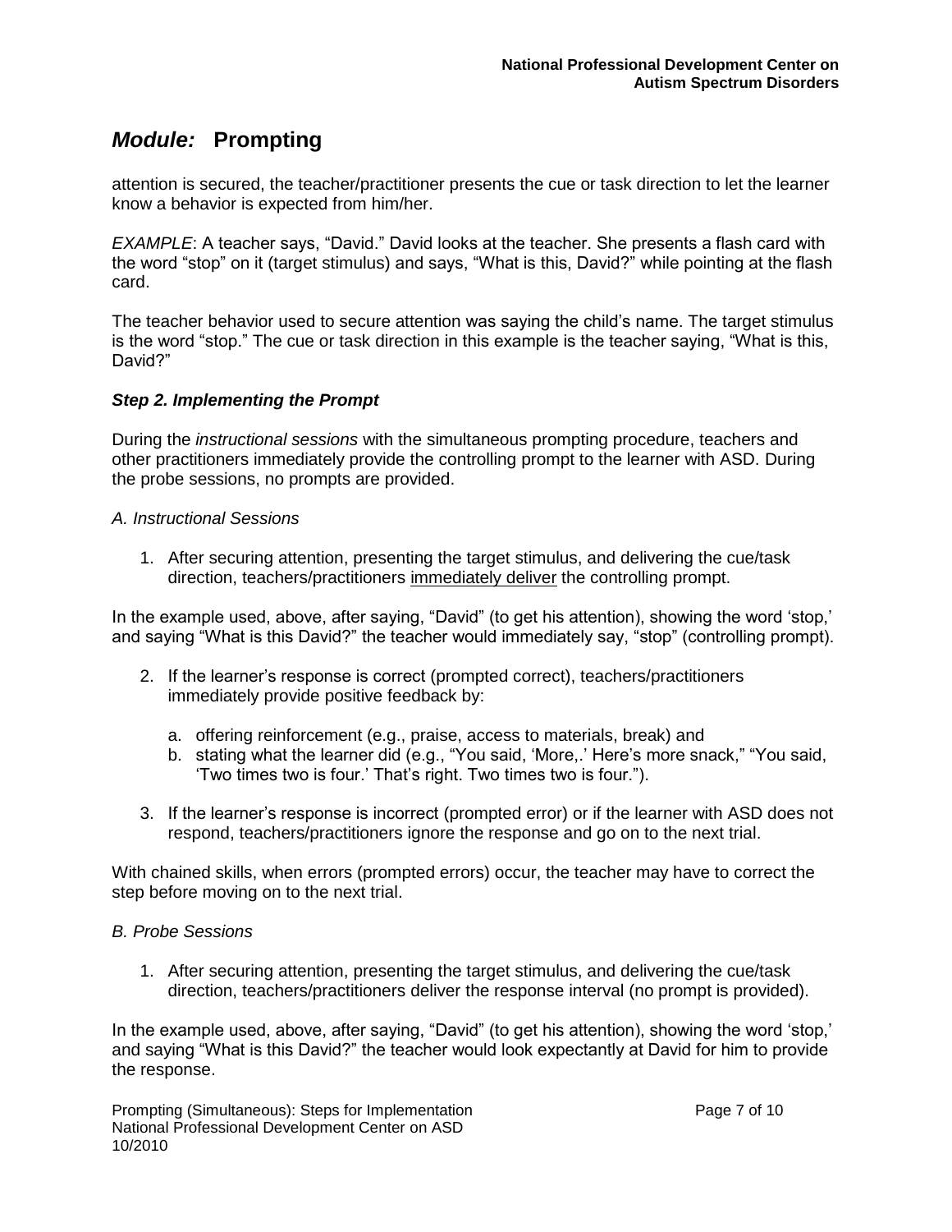attention is secured, the teacher/practitioner presents the cue or task direction to let the learner know a behavior is expected from him/her.

*EXAMPLE*: A teacher says, "David." David looks at the teacher. She presents a flash card with the word "stop" on it (target stimulus) and says, "What is this, David?" while pointing at the flash card.

The teacher behavior used to secure attention was saying the child's name. The target stimulus is the word "stop." The cue or task direction in this example is the teacher saying, "What is this, David?"

### *Step 2. Implementing the Prompt*

During the *instructional sessions* with the simultaneous prompting procedure, teachers and other practitioners immediately provide the controlling prompt to the learner with ASD. During the probe sessions, no prompts are provided.

*A. Instructional Sessions*

1. After securing attention, presenting the target stimulus, and delivering the cue/task direction, teachers/practitioners <u>immediately deliver</u> the controlling prompt.

In the example used, above, after saying, "David" (to get his attention), showing the word 'stop,' and saying "What is this David?" the teacher would immediately say, "stop" (controlling prompt).

2. If the learner's response is correct (prompted correct), teachers/practitioners immediately provide positive feedback by:

   a. offering reinforcement (e.g., praise, access to materials, break) and
   b. stating what the learner did (e.g., "You said, 'More,.' Here's more snack," "You said, 'Two times two is four.' That's right. Two times two is four.").

3. If the learner's response is incorrect (prompted error) or if the learner with ASD does not respond, teachers/practitioners ignore the response and go on to the next trial.

With chained skills, when errors (prompted errors) occur, the teacher may have to correct the step before moving on to the next trial.

*B. Probe Sessions*

1. After securing attention, presenting the target stimulus, and delivering the cue/task direction, teachers/practitioners deliver the response interval (no prompt is provided).

In the example used, above, after saying, "David" (to get his attention), showing the word 'stop,' and saying "What is this David?" the teacher would look expectantly at David for him to provide the response.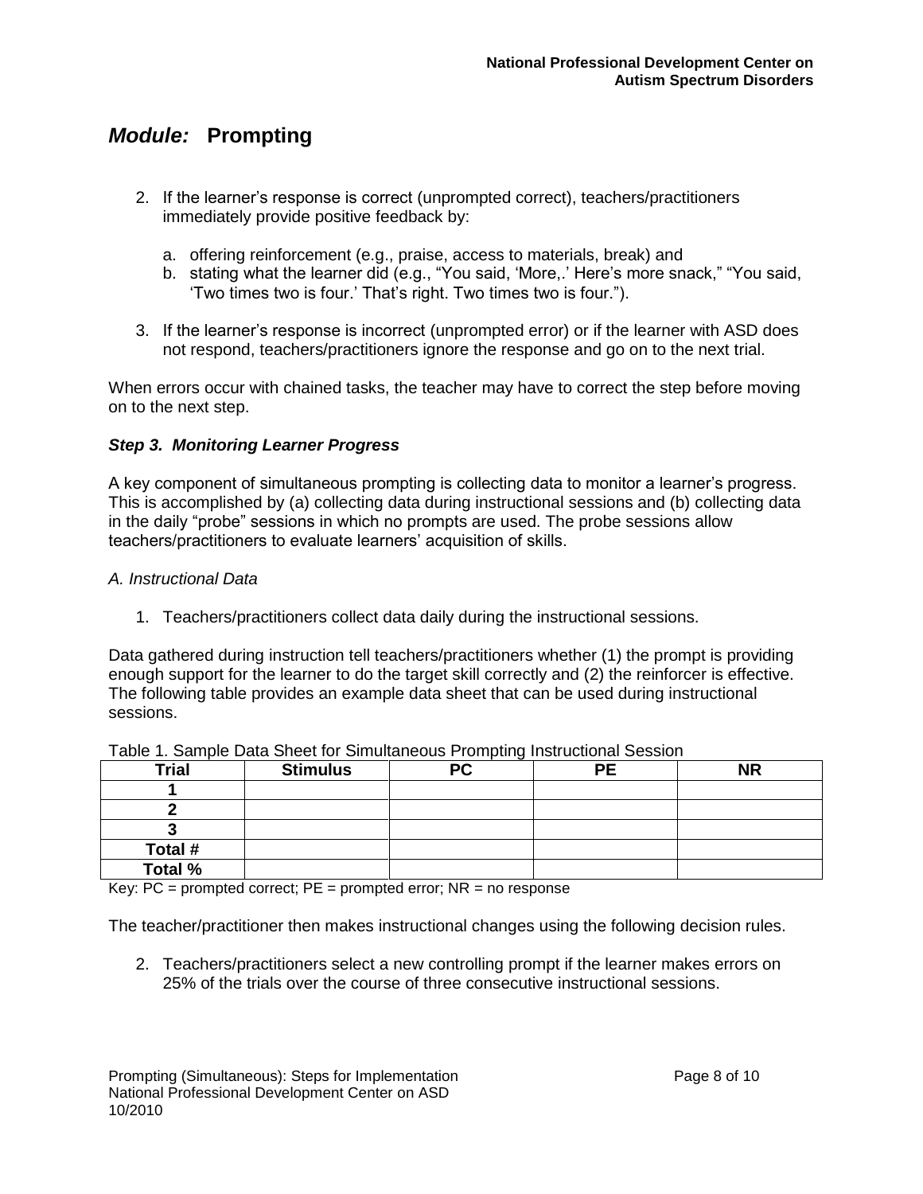# *Module:* Prompting

2. If the learner's response is correct (unprompted correct), teachers/practitioners immediately provide positive feedback by:

   a. offering reinforcement (e.g., praise, access to materials, break) and
   b. stating what the learner did (e.g., "You said, 'More,.' Here's more snack," "You said, 'Two times two is four.' That's right. Two times two is four.").

3. If the learner's response is incorrect (unprompted error) or if the learner with ASD does not respond, teachers/practitioners ignore the response and go on to the next trial.

When errors occur with chained tasks, the teacher may have to correct the step before moving on to the next step.

### *Step 3. Monitoring Learner Progress*

A key component of simultaneous prompting is collecting data to monitor a learner's progress. This is accomplished by (a) collecting data during instructional sessions and (b) collecting data in the daily "probe" sessions in which no prompts are used. The probe sessions allow teachers/practitioners to evaluate learners' acquisition of skills.

*A. Instructional Data*

1. Teachers/practitioners collect data daily during the instructional sessions.

Data gathered during instruction tell teachers/practitioners whether (1) the prompt is providing enough support for the learner to do the target skill correctly and (2) the reinforcer is effective. The following table provides an example data sheet that can be used during instructional sessions.

Table 1. Sample Data Sheet for Simultaneous Prompting Instructional Session

| Trial | Stimulus | PC | PE | NR |
|---|---|---|---|---|
| **1** | | | | |
| **2** | | | | |
| **3** | | | | |
| **Total #** | | | | |
| **Total %** | | | | |

Key: PC = prompted correct; PE = prompted error; NR = no response

The teacher/practitioner then makes instructional changes using the following decision rules.

2. Teachers/practitioners select a new controlling prompt if the learner makes errors on 25% of the trials over the course of three consecutive instructional sessions.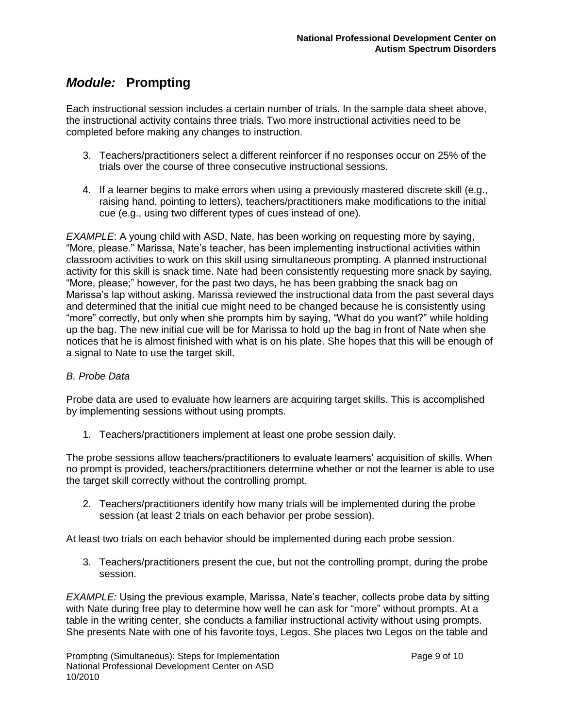## *Module:* Prompting

Each instructional session includes a certain number of trials. In the sample data sheet above, the instructional activity contains three trials. Two more instructional activities need to be completed before making any changes to instruction.

3. Teachers/practitioners select a different reinforcer if no responses occur on 25% of the trials over the course of three consecutive instructional sessions.

4. If a learner begins to make errors when using a previously mastered discrete skill (e.g., raising hand, pointing to letters), teachers/practitioners make modifications to the initial cue (e.g., using two different types of cues instead of one).

*EXAMPLE*: A young child with ASD, Nate, has been working on requesting more by saying, "More, please." Marissa, Nate's teacher, has been implementing instructional activities within classroom activities to work on this skill using simultaneous prompting. A planned instructional activity for this skill is snack time. Nate had been consistently requesting more snack by saying, "More, please;" however, for the past two days, he has been grabbing the snack bag on Marissa's lap without asking. Marissa reviewed the instructional data from the past several days and determined that the initial cue might need to be changed because he is consistently using "more" correctly, but only when she prompts him by saying, "What do you want?" while holding up the bag. The new initial cue will be for Marissa to hold up the bag in front of Nate when she notices that he is almost finished with what is on his plate. She hopes that this will be enough of a signal to Nate to use the target skill.

*B. Probe Data*

Probe data are used to evaluate how learners are acquiring target skills. This is accomplished by implementing sessions without using prompts.

1. Teachers/practitioners implement at least one probe session daily.

The probe sessions allow teachers/practitioners to evaluate learners' acquisition of skills. When no prompt is provided, teachers/practitioners determine whether or not the learner is able to use the target skill correctly without the controlling prompt.

2. Teachers/practitioners identify how many trials will be implemented during the probe session (at least 2 trials on each behavior per probe session).

At least two trials on each behavior should be implemented during each probe session.

3. Teachers/practitioners present the cue, but not the controlling prompt, during the probe session.

*EXAMPLE:* Using the previous example, Marissa, Nate's teacher, collects probe data by sitting with Nate during free play to determine how well he can ask for "more" without prompts. At a table in the writing center, she conducts a familiar instructional activity without using prompts. She presents Nate with one of his favorite toys, Legos. She places two Legos on the table and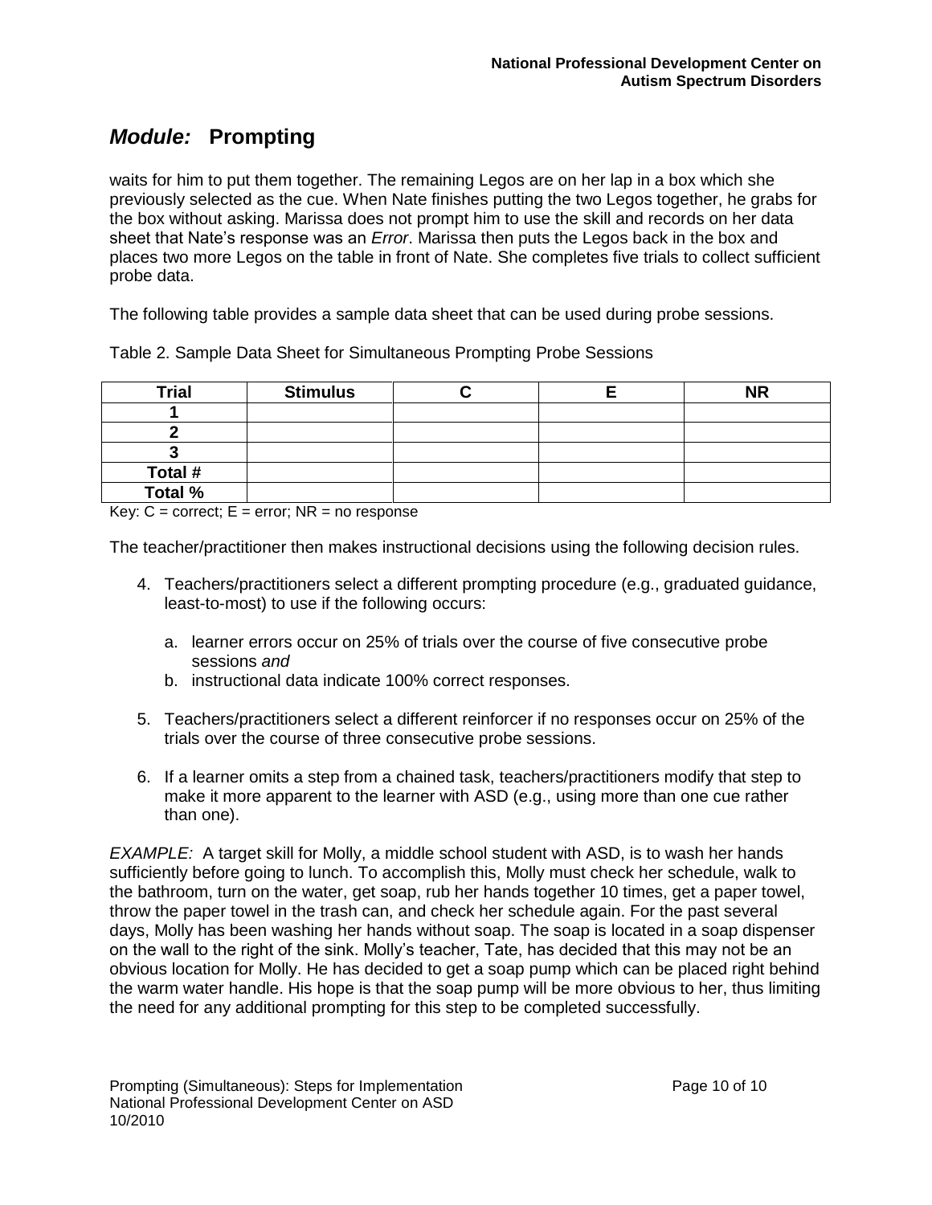## *Module:* Prompting

waits for him to put them together. The remaining Legos are on her lap in a box which she previously selected as the cue. When Nate finishes putting the two Legos together, he grabs for the box without asking. Marissa does not prompt him to use the skill and records on her data sheet that Nate's response was an *Error*. Marissa then puts the Legos back in the box and places two more Legos on the table in front of Nate. She completes five trials to collect sufficient probe data.

The following table provides a sample data sheet that can be used during probe sessions.

Table 2. Sample Data Sheet for Simultaneous Prompting Probe Sessions

| Trial | Stimulus | C | E | NR |
|---|---|---|---|---|
| 1 | | | | |
| 2 | | | | |
| 3 | | | | |
| Total # | | | | |
| Total % | | | | |

Key: C = correct; E = error; NR = no response

The teacher/practitioner then makes instructional decisions using the following decision rules.

4. Teachers/practitioners select a different prompting procedure (e.g., graduated guidance, least-to-most) to use if the following occurs:

   a. learner errors occur on 25% of trials over the course of five consecutive probe sessions *and*
   b. instructional data indicate 100% correct responses.

5. Teachers/practitioners select a different reinforcer if no responses occur on 25% of the trials over the course of three consecutive probe sessions.

6. If a learner omits a step from a chained task, teachers/practitioners modify that step to make it more apparent to the learner with ASD (e.g., using more than one cue rather than one).

*EXAMPLE:* A target skill for Molly, a middle school student with ASD, is to wash her hands sufficiently before going to lunch. To accomplish this, Molly must check her schedule, walk to the bathroom, turn on the water, get soap, rub her hands together 10 times, get a paper towel, throw the paper towel in the trash can, and check her schedule again. For the past several days, Molly has been washing her hands without soap. The soap is located in a soap dispenser on the wall to the right of the sink. Molly's teacher, Tate, has decided that this may not be an obvious location for Molly. He has decided to get a soap pump which can be placed right behind the warm water handle. His hope is that the soap pump will be more obvious to her, thus limiting the need for any additional prompting for this step to be completed successfully.